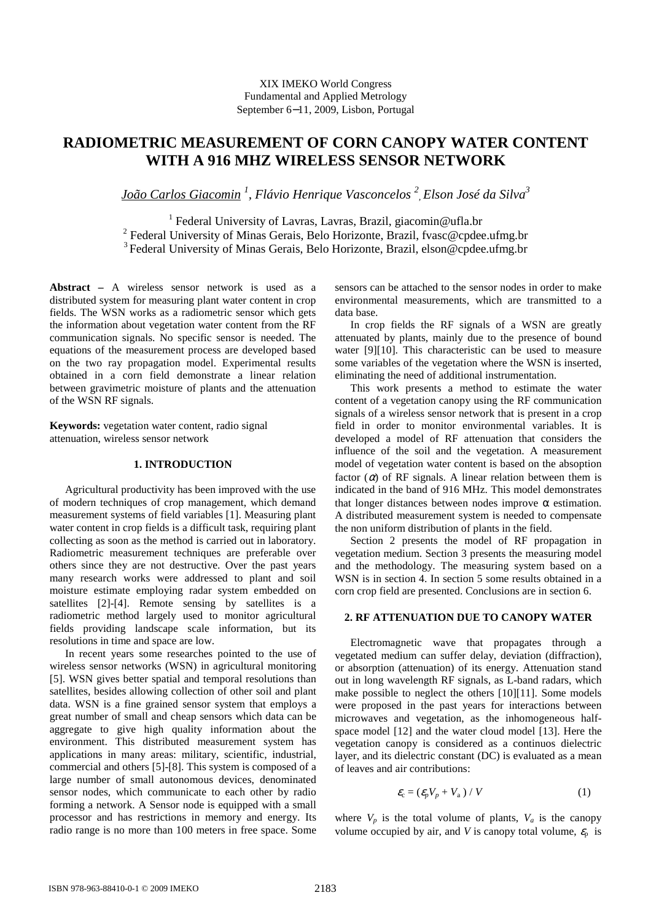XIX IMEKO World Congress
Fundamental and Applied Metrology
September 6−11, 2009, Lisbon, Portugal

# RADIOMETRIC MEASUREMENT OF CORN CANOPY WATER CONTENT WITH A 916 MHZ WIRELESS SENSOR NETWORK

João Carlos Giacomin [1], Flávio Henrique Vasconcelos [2], Elson José da Silva[3]

[1] Federal University of Lavras, Lavras, Brazil, giacomin@ufla.br
[2] Federal University of Minas Gerais, Belo Horizonte, Brazil, fvasc@cpdee.ufmg.br
[3] Federal University of Minas Gerais, Belo Horizonte, Brazil, elson@cpdee.ufmg.br

**Abstract –** A wireless sensor network is used as a distributed system for measuring plant water content in crop fields. The WSN works as a radiometric sensor which gets the information about vegetation water content from the RF communication signals. No specific sensor is needed. The equations of the measurement process are developed based on the two ray propagation model. Experimental results obtained in a corn field demonstrate a linear relation between gravimetric moisture of plants and the attenuation of the WSN RF signals.

**Keywords:** vegetation water content, radio signal attenuation, wireless sensor network

## 1. INTRODUCTION

Agricultural productivity has been improved with the use of modern techniques of crop management, which demand measurement systems of field variables [1]. Measuring plant water content in crop fields is a difficult task, requiring plant collecting as soon as the method is carried out in laboratory. Radiometric measurement techniques are preferable over others since they are not destructive. Over the past years many research works were addressed to plant and soil moisture estimate employing radar system embedded on satellites [2]-[4]. Remote sensing by satellites is a radiometric method largely used to monitor agricultural fields providing landscape scale information, but its resolutions in time and space are low.

In recent years some researches pointed to the use of wireless sensor networks (WSN) in agricultural monitoring [5]. WSN gives better spatial and temporal resolutions than satellites, besides allowing collection of other soil and plant data. WSN is a fine grained sensor system that employs a great number of small and cheap sensors which data can be aggregate to give high quality information about the environment. This distributed measurement system has applications in many areas: military, scientific, industrial, commercial and others [5]-[8]. This system is composed of a large number of small autonomous devices, denominated sensor nodes, which communicate to each other by radio forming a network. A Sensor node is equipped with a small processor and has restrictions in memory and energy. Its radio range is no more than 100 meters in free space. Some sensors can be attached to the sensor nodes in order to make environmental measurements, which are transmitted to a data base.

In crop fields the RF signals of a WSN are greatly attenuated by plants, mainly due to the presence of bound water [9][10]. This characteristic can be used to measure some variables of the vegetation where the WSN is inserted, eliminating the need of additional instrumentation.

This work presents a method to estimate the water content of a vegetation canopy using the RF communication signals of a wireless sensor network that is present in a crop field in order to monitor environmental variables. It is developed a model of RF attenuation that considers the influence of the soil and the vegetation. A measurement model of vegetation water content is based on the absoption factor ($\alpha$) of RF signals. A linear relation between them is indicated in the band of 916 MHz. This model demonstrates that longer distances between nodes improve $\alpha$ estimation. A distributed measurement system is needed to compensate the non uniform distribution of plants in the field.

Section 2 presents the model of RF propagation in vegetation medium. Section 3 presents the measuring model and the methodology. The measuring system based on a WSN is in section 4. In section 5 some results obtained in a corn crop field are presented. Conclusions are in section 6.

## 2. RF ATTENUATION DUE TO CANOPY WATER

Electromagnetic wave that propagates through a vegetated medium can suffer delay, deviation (diffraction), or absorption (attenuation) of its energy. Attenuation stand out in long wavelength RF signals, as L-band radars, which make possible to neglect the others [10][11]. Some models were proposed in the past years for interactions between microwaves and vegetation, as the inhomogeneous half-space model [12] and the water cloud model [13]. Here the vegetation canopy is considered as a continuos dielectric layer, and its dielectric constant (DC) is evaluated as a mean of leaves and air contributions:

$$\varepsilon_c = (\varepsilon_p V_p + V_a) / V \tag{1}$$

where $V_p$ is the total volume of plants, $V_a$ is the canopy volume occupied by air, and $V$ is canopy total volume, $\varepsilon_p$ is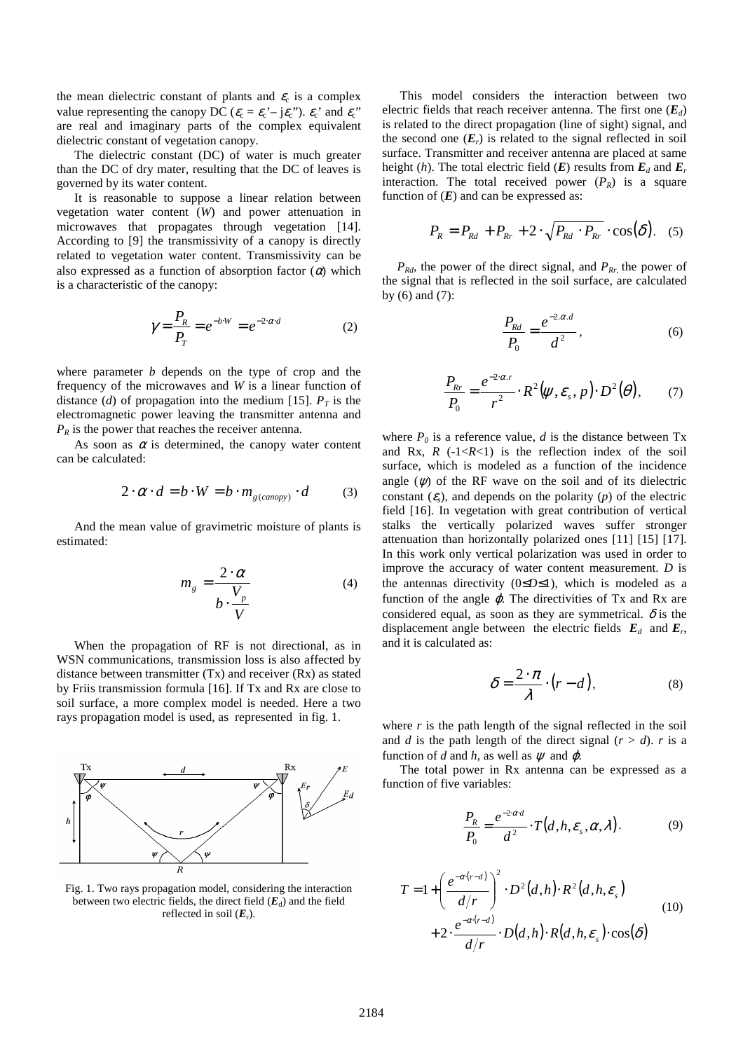the mean dielectric constant of plants and $\varepsilon_c$ is a complex value representing the canopy DC ($\varepsilon_c = \varepsilon_c' - j\varepsilon_c''$). $\varepsilon_c'$ and $\varepsilon_c''$ are real and imaginary parts of the complex equivalent dielectric constant of vegetation canopy.

The dielectric constant (DC) of water is much greater than the DC of dry mater, resulting that the DC of leaves is governed by its water content.

It is reasonable to suppose a linear relation between vegetation water content ($W$) and power attenuation in microwaves that propagates through vegetation [14]. According to [9] the transmissivity of a canopy is directly related to vegetation water content. Transmissivity can be also expressed as a function of absorption factor ($\alpha$) which is a characteristic of the canopy:

$$\gamma = \frac{P_R}{P_T} = e^{-b \cdot W} = e^{-2 \cdot \alpha \cdot d} \tag{2}$$

where parameter $b$ depends on the type of crop and the frequency of the microwaves and $W$ is a linear function of distance ($d$) of propagation into the medium [15]. $P_T$ is the electromagnetic power leaving the transmitter antenna and $P_R$ is the power that reaches the receiver antenna.

As soon as $\alpha$ is determined, the canopy water content can be calculated:

$$2 \cdot \alpha \cdot d = b \cdot W = b \cdot m_{g(canopy)} \cdot d \tag{3}$$

And the mean value of gravimetric moisture of plants is estimated:

$$m_g = \frac{2 \cdot \alpha}{b \cdot \frac{V_p}{V}} \tag{4}$$

When the propagation of RF is not directional, as in WSN communications, transmission loss is also affected by distance between transmitter (Tx) and receiver (Rx) as stated by Friis transmission formula [16]. If Tx and Rx are close to soil surface, a more complex model is needed. Here a two rays propagation model is used, as represented in fig. 1.

Fig. 1. Two rays propagation model, considering the interaction between two electric fields, the direct field ($\boldsymbol{E}_d$) and the field reflected in soil ($\boldsymbol{E}_r$).

This model considers the interaction between two electric fields that reach receiver antenna. The first one ($\boldsymbol{E}_d$) is related to the direct propagation (line of sight) signal, and the second one ($\boldsymbol{E}_r$) is related to the signal reflected in soil surface. Transmitter and receiver antenna are placed at same height ($h$). The total electric field ($\boldsymbol{E}$) results from $\boldsymbol{E}_d$ and $\boldsymbol{E}_r$ interaction. The total received power ($P_R$) is a square function of ($\boldsymbol{E}$) and can be expressed as:

$$P_R = P_{Rd} + P_{Rr} + 2 \cdot \sqrt{P_{Rd} \cdot P_{Rr}} \cdot \cos(\delta). \tag{5}$$

$P_{Rd}$, the power of the direct signal, and $P_{Rr}$, the power of the signal that is reflected in the soil surface, are calculated by (6) and (7):

$$\frac{P_{Rd}}{P_0} = \frac{e^{-2 \cdot \alpha \cdot d}}{d^2}, \tag{6}$$

$$\frac{P_{Rr}}{P_0} = \frac{e^{-2 \cdot \alpha \cdot r}}{r^2} \cdot R^2(\psi, \varepsilon_s, p) \cdot D^2(\theta), \tag{7}$$

where $P_0$ is a reference value, $d$ is the distance between Tx and Rx, $R$ ($-1<R<1$) is the reflection index of the soil surface, which is modeled as a function of the incidence angle ($\psi$) of the RF wave on the soil and of its dielectric constant ($\varepsilon_s$), and depends on the polarity ($p$) of the electric field [16]. In vegetation with great contribution of vertical stalks the vertically polarized waves suffer stronger attenuation than horizontally polarized ones [11] [15] [17]. In this work only vertical polarization was used in order to improve the accuracy of water content measurement. $D$ is the antennas directivity ($0 \leq D \leq 1$), which is modeled as a function of the angle $\varphi$. The directivities of Tx and Rx are considered equal, as soon as they are symmetrical. $\delta$ is the displacement angle between the electric fields $\boldsymbol{E}_d$ and $\boldsymbol{E}_r$, and it is calculated as:

$$\delta = \frac{2 \cdot \pi}{\lambda} \cdot (r - d), \tag{8}$$

where $r$ is the path length of the signal reflected in the soil and $d$ is the path length of the direct signal ($r > d$). $r$ is a function of $d$ and $h$, as well as $\psi$ and $\varphi$.

The total power in Rx antenna can be expressed as a function of five variables:

$$\frac{P_R}{P_0} = \frac{e^{-2 \cdot \alpha \cdot d}}{d^2} \cdot T(d, h, \varepsilon_s, \alpha, \lambda). \tag{9}$$

$$T = 1 + \left( \frac{e^{-\alpha \cdot (r-d)}}{d/r} \right)^2 \cdot D^2(d,h) \cdot R^2(d,h,\varepsilon_s) + 2 \cdot \frac{e^{-\alpha \cdot (r-d)}}{d/r} \cdot D(d,h) \cdot R(d,h,\varepsilon_s) \cdot \cos(\delta) \tag{10}$$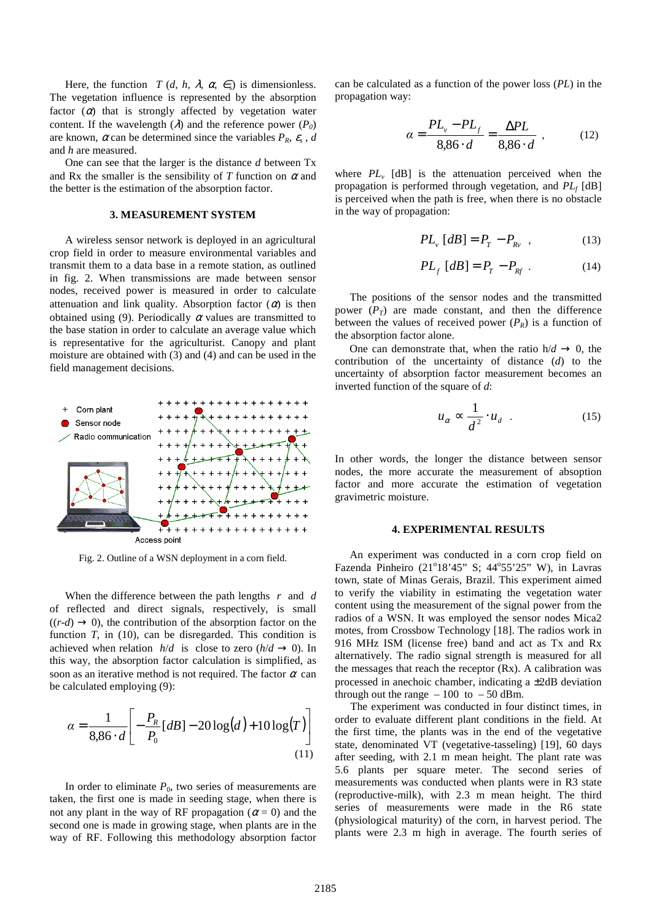Here, the function $T$ ($d$, $h$, $\lambda$, $\alpha$, $\in_s$) is dimensionless. The vegetation influence is represented by the absorption factor ($\alpha$) that is strongly affected by vegetation water content. If the wavelength ($\lambda$) and the reference power ($P_0$) are known, $\alpha$ can be determined since the variables $P_R$, $\varepsilon_s$, $d$ and $h$ are measured.

One can see that the larger is the distance $d$ between Tx and Rx the smaller is the sensibility of $T$ function on $\alpha$ and the better is the estimation of the absorption factor.

## 3. MEASUREMENT SYSTEM

A wireless sensor network is deployed in an agricultural crop field in order to measure environmental variables and transmit them to a data base in a remote station, as outlined in fig. 2. When transmissions are made between sensor nodes, received power is measured in order to calculate attenuation and link quality. Absorption factor ($\alpha$) is then obtained using (9). Periodically $\alpha$ values are transmitted to the base station in order to calculate an average value which is representative for the agriculturist. Canopy and plant moisture are obtained with (3) and (4) and can be used in the field management decisions.

Fig. 2. Outline of a WSN deployment in a corn field.

When the difference between the path lengths $r$ and $d$ of reflected and direct signals, respectively, is small ($(r$-$d) \rightarrow 0$), the contribution of the absorption factor on the function $T$, in (10), can be disregarded. This condition is achieved when relation $h/d$ is close to zero ($h/d \rightarrow 0$). In this way, the absorption factor calculation is simplified, as soon as an iterative method is not required. The factor $\alpha$ can be calculated employing (9):

$$\alpha = \frac{1}{8{,}86 \cdot d}\left[-\frac{P_R}{P_0}[dB] - 20\log(d) + 10\log(T)\right] \tag{11}$$

In order to eliminate $P_0$, two series of measurements are taken, the first one is made in seeding stage, when there is not any plant in the way of RF propagation ($\alpha = 0$) and the second one is made in growing stage, when plants are in the way of RF. Following this methodology absorption factor can be calculated as a function of the power loss ($PL$) in the propagation way:

$$\alpha = \frac{PL_v - PL_f}{8{,}86 \cdot d} = \frac{\Delta PL}{8{,}86 \cdot d} \ , \tag{12}$$

where $PL_v$ [dB] is the attenuation perceived when the propagation is performed through vegetation, and $PL_f$ [dB] is perceived when the path is free, when there is no obstacle in the way of propagation:

$$PL_v\,[dB] = P_T - P_{Rv} \ , \tag{13}$$

$$PL_f\,[dB] = P_T - P_{Rf} \ . \tag{14}$$

The positions of the sensor nodes and the transmitted power ($P_T$) are made constant, and then the difference between the values of received power ($P_R$) is a function of the absorption factor alone.

One can demonstrate that, when the ratio $h/d \rightarrow 0$, the contribution of the uncertainty of distance ($d$) to the uncertainty of absorption factor measurement becomes an inverted function of the square of $d$:

$$u_\alpha \propto \frac{1}{d^2} \cdot u_d \ . \tag{15}$$

In other words, the longer the distance between sensor nodes, the more accurate the measurement of absoption factor and more accurate the estimation of vegetation gravimetric moisture.

## 4. EXPERIMENTAL RESULTS

An experiment was conducted in a corn crop field on Fazenda Pinheiro (21°18'45" S; 44°55'25" W), in Lavras town, state of Minas Gerais, Brazil. This experiment aimed to verify the viability in estimating the vegetation water content using the measurement of the signal power from the radios of a WSN. It was employed the sensor nodes Mica2 motes, from Crossbow Technology [18]. The radios work in 916 MHz ISM (license free) band and act as Tx and Rx alternatively. The radio signal strength is measured for all the messages that reach the receptor (Rx). A calibration was processed in anechoic chamber, indicating a ±2dB deviation through out the range – 100 to – 50 dBm.

The experiment was conducted in four distinct times, in order to evaluate different plant conditions in the field. At the first time, the plants was in the end of the vegetative state, denominated VT (vegetative-tasseling) [19], 60 days after seeding, with 2.1 m mean height. The plant rate was 5.6 plants per square meter. The second series of measurements was conducted when plants were in R3 state (reproductive-milk), with 2.3 m mean height. The third series of measurements were made in the R6 state (physiological maturity) of the corn, in harvest period. The plants were 2.3 m high in average. The fourth series of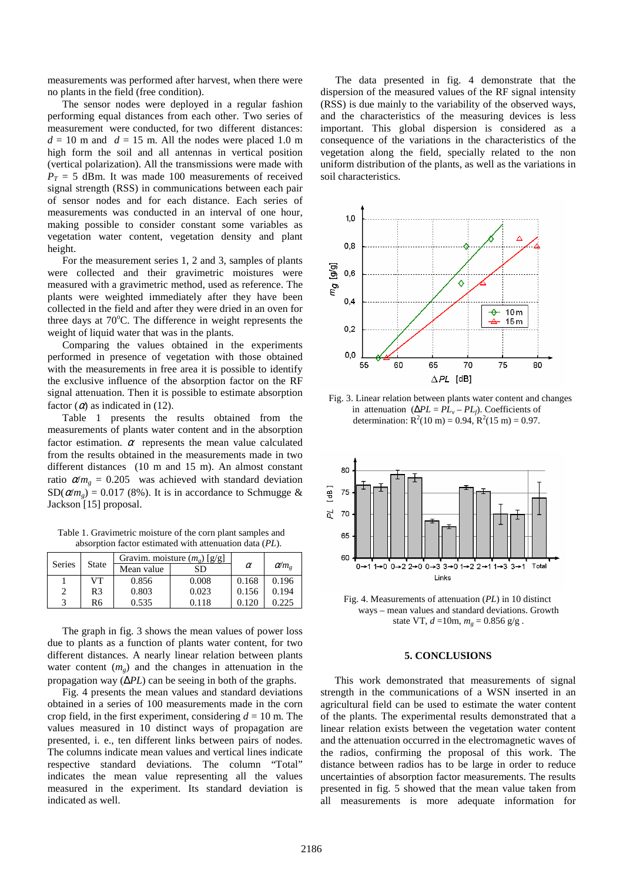measurements was performed after harvest, when there were no plants in the field (free condition).

The sensor nodes were deployed in a regular fashion performing equal distances from each other. Two series of measurement were conducted, for two different distances: $d$ = 10 m and $d$ = 15 m. All the nodes were placed 1.0 m high form the soil and all antennas in vertical position (vertical polarization). All the transmissions were made with $P_T$ = 5 dBm. It was made 100 measurements of received signal strength (RSS) in communications between each pair of sensor nodes and for each distance. Each series of measurements was conducted in an interval of one hour, making possible to consider constant some variables as vegetation water content, vegetation density and plant height.

For the measurement series 1, 2 and 3, samples of plants were collected and their gravimetric moistures were measured with a gravimetric method, used as reference. The plants were weighted immediately after they have been collected in the field and after they were dried in an oven for three days at 70°C. The difference in weight represents the weight of liquid water that was in the plants.

Comparing the values obtained in the experiments performed in presence of vegetation with those obtained with the measurements in free area it is possible to identify the exclusive influence of the absorption factor on the RF signal attenuation. Then it is possible to estimate absorption factor ($\alpha$) as indicated in (12).

Table 1 presents the results obtained from the measurements of plants water content and in the absorption factor estimation. $\alpha$ represents the mean value calculated from the results obtained in the measurements made in two different distances (10 m and 15 m). An almost constant ratio $\alpha/m_g$ = 0.205 was achieved with standard deviation SD($\alpha/m_g$) = 0.017 (8%). It is in accordance to Schmugge & Jackson [15] proposal.

Table 1. Gravimetric moisture of the corn plant samples and absorption factor estimated with attenuation data ($PL$).

| Series | State | Gravim. moisture ($m_g$) [g/g] | | $\alpha$ | $\alpha/m_g$ |
|---|---|---|---|---|---|
| | | Mean value | SD | | |
| 1 | VT | 0.856 | 0.008 | 0.168 | 0.196 |
| 2 | R3 | 0.803 | 0.023 | 0.156 | 0.194 |
| 3 | R6 | 0.535 | 0.118 | 0.120 | 0.225 |

The graph in fig. 3 shows the mean values of power loss due to plants as a function of plants water content, for two different distances. A nearly linear relation between plants water content ($m_g$) and the changes in attenuation in the propagation way ($\Delta PL$) can be seeing in both of the graphs.

Fig. 4 presents the mean values and standard deviations obtained in a series of 100 measurements made in the corn crop field, in the first experiment, considering $d$ = 10 m. The values measured in 10 distinct ways of propagation are presented, i. e., ten different links between pairs of nodes. The columns indicate mean values and vertical lines indicate respective standard deviations. The column "Total" indicates the mean value representing all the values measured in the experiment. Its standard deviation is indicated as well.

The data presented in fig. 4 demonstrate that the dispersion of the measured values of the RF signal intensity (RSS) is due mainly to the variability of the observed ways, and the characteristics of the measuring devices is less important. This global dispersion is considered as a consequence of the variations in the characteristics of the vegetation along the field, specially related to the non uniform distribution of the plants, as well as the variations in soil characteristics.

Fig. 3. Linear relation between plants water content and changes in attenuation ($\Delta PL = PL_v - PL_f$). Coefficients of determination: $R^2$(10 m) = 0.94, $R^2$(15 m) = 0.97.

Fig. 4. Measurements of attenuation ($PL$) in 10 distinct ways – mean values and standard deviations. Growth state VT, $d$ =10m, $m_g$ = 0.856 g/g .

## 5. CONCLUSIONS

This work demonstrated that measurements of signal strength in the communications of a WSN inserted in an agricultural field can be used to estimate the water content of the plants. The experimental results demonstrated that a linear relation exists between the vegetation water content and the attenuation occurred in the electromagnetic waves of the radios, confirming the proposal of this work. The distance between radios has to be large in order to reduce uncertainties of absorption factor measurements. The results presented in fig. 5 showed that the mean value taken from all measurements is more adequate information for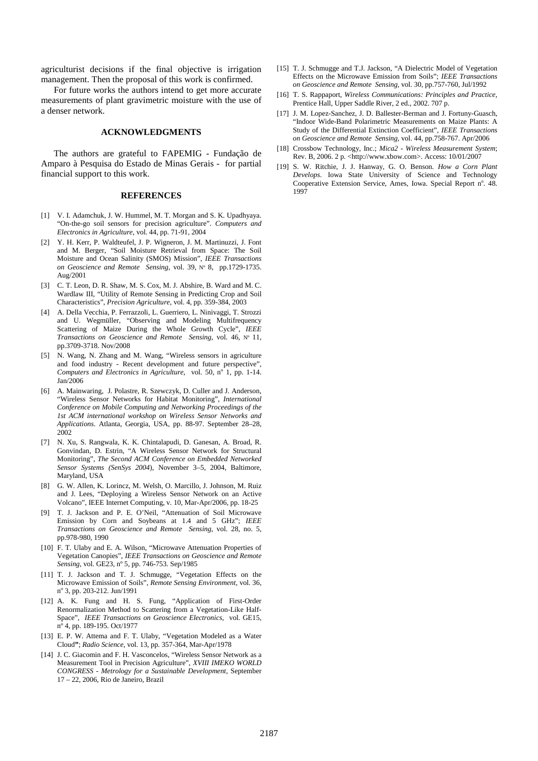agriculturist decisions if the final objective is irrigation management. Then the proposal of this work is confirmed.

For future works the authors intend to get more accurate measurements of plant gravimetric moisture with the use of a denser network.

## ACKNOWLEDGMENTS

The authors are grateful to FAPEMIG - Fundação de Amparo à Pesquisa do Estado de Minas Gerais - for partial financial support to this work.

## REFERENCES

[1] V. I. Adamchuk, J. W. Hummel, M. T. Morgan and S. K. Upadhyaya. "On-the-go soil sensors for precision agriculture". *Computers and Electronics in Agriculture*, vol. 44, pp. 71-91, 2004

[2] Y. H. Kerr, P. Waldteufel, J. P. Wigneron, J. M. Martinuzzi, J. Font and M. Berger, "Soil Moisture Retrieval from Space: The Soil Moisture and Ocean Salinity (SMOS) Mission", *IEEE Transactions on Geoscience and Remote Sensing*, vol. 39, Nº 8, pp.1729-1735. Aug/2001

[3] C. T. Leon, D. R. Shaw, M. S. Cox, M. J. Abshire, B. Ward and M. C. Wardlaw III, "Utility of Remote Sensing in Predicting Crop and Soil Characteristics", *Precision Agriculture*, vol. 4, pp. 359-384, 2003

[4] A. Della Vecchia, P. Ferrazzoli, L. Guerriero, L. Ninivaggi, T. Strozzi and U. Wegmüller, "Observing and Modeling Multifrequency Scattering of Maize During the Whole Growth Cycle", *IEEE Transactions on Geoscience and Remote Sensing*, vol. 46, Nº 11, pp.3709-3718. Nov/2008

[5] N. Wang, N. Zhang and M. Wang, "Wireless sensors in agriculture and food industry - Recent development and future perspective", *Computers and Electronics in Agriculture*, vol. 50, nº 1, pp. 1-14. Jan/2006

[6] A. Mainwaring, J. Polastre, R. Szewczyk, D. Culler and J. Anderson, "Wireless Sensor Networks for Habitat Monitoring", *International Conference on Mobile Computing and Networking Proceedings of the 1st ACM international workshop on Wireless Sensor Networks and Applications*. Atlanta, Georgia, USA, pp. 88-97. September 28–28, 2002

[7] N. Xu, S. Rangwala, K. K. Chintalapudi, D. Ganesan, A. Broad, R. Gonvindan, D. Estrin, "A Wireless Sensor Network for Structural Monitoring", *The Second ACM Conference on Embedded Networked Sensor Systems (SenSys 2004)*, November 3–5, 2004, Baltimore, Maryland, USA

[8] G. W. Allen, K. Lorincz, M. Welsh, O. Marcillo, J. Johnson, M. Ruiz and J. Lees, "Deploying a Wireless Sensor Network on an Active Volcano", IEEE Internet Computing, v. 10, Mar-Apr/2006, pp. 18-25

[9] T. J. Jackson and P. E. O'Neil, "Attenuation of Soil Microwave Emission by Corn and Soybeans at 1.4 and 5 GHz"; *IEEE Transactions on Geoscience and Remote Sensing*, vol. 28, no. 5, pp.978-980, 1990

[10] F. T. Ulaby and E. A. Wilson, "Microwave Attenuation Properties of Vegetation Canopies", *IEEE Transactions on Geoscience and Remote Sensing*, vol. GE23, nº 5, pp. 746-753. Sep/1985

[11] T. J. Jackson and T. J. Schmugge, "Vegetation Effects on the Microwave Emission of Soils", *Remote Sensing Environment*, vol. 36, nº 3, pp. 203-212. Jun/1991

[12] A. K. Fung and H. S. Fung, "Application of First-Order Renormalization Method to Scattering from a Vegetation-Like Half-Space", *IEEE Transactions on Geoscience Electronics*, vol. GE15, nº 4, pp. 189-195. Oct/1977

[13] E. P. W. Attema and F. T. Ulaby, "Vegetation Modeled as a Water Cloud"; *Radio Science*, vol. 13, pp. 357-364, Mar-Apr/1978

[14] J. C. Giacomin and F. H. Vasconcelos, "Wireless Sensor Network as a Measurement Tool in Precision Agriculture", *XVIII IMEKO WORLD CONGRESS - Metrology for a Sustainable Development*, September 17 – 22, 2006, Rio de Janeiro, Brazil

[15] T. J. Schmugge and T.J. Jackson, "A Dielectric Model of Vegetation Effects on the Microwave Emission from Soils"; *IEEE Transactions on Geoscience and Remote Sensing*, vol. 30, pp.757-760, Jul/1992

[16] T. S. Rappaport, *Wireless Communications: Principles and Practice*, Prentice Hall, Upper Saddle River, 2 ed., 2002. 707 p.

[17] J. M. Lopez-Sanchez, J. D. Ballester-Berman and J. Fortuny-Guasch, "Indoor Wide-Band Polarimetric Measurements on Maize Plants: A Study of the Differential Extinction Coefficient", *IEEE Transactions on Geoscience and Remote Sensing*, vol. 44, pp.758-767. Apr/2006

[18] Crossbow Technology, Inc.; *Mica2 - Wireless Measurement System*; Rev. B, 2006. 2 p. <http://www.xbow.com>. Access: 10/01/2007

[19] S. W. Ritchie, J. J. Hanway, G. O. Benson. *How a Corn Plant Develops*. Iowa State University of Science and Technology Cooperative Extension Service, Ames, Iowa. Special Report nº. 48. 1997